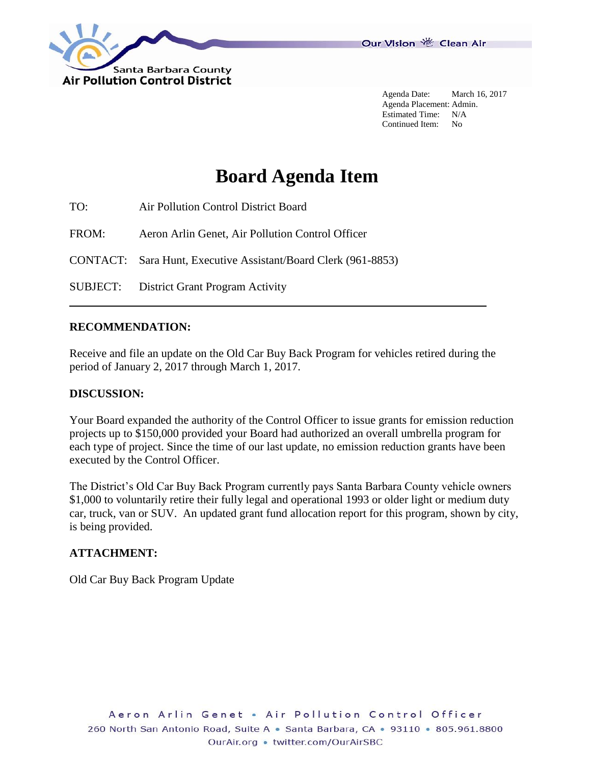Santa Barbara County
Air Pollution Control District

Our Vision Clean Air

Agenda Date: March 16, 2017
Agenda Placement: Admin.
Estimated Time: N/A
Continued Item: No

# Board Agenda Item

TO: Air Pollution Control District Board

FROM: Aeron Arlin Genet, Air Pollution Control Officer

CONTACT: Sara Hunt, Executive Assistant/Board Clerk (961-8853)

SUBJECT: District Grant Program Activity

---

## RECOMMENDATION:

Receive and file an update on the Old Car Buy Back Program for vehicles retired during the period of January 2, 2017 through March 1, 2017.

## DISCUSSION:

Your Board expanded the authority of the Control Officer to issue grants for emission reduction projects up to $150,000 provided your Board had authorized an overall umbrella program for each type of project. Since the time of our last update, no emission reduction grants have been executed by the Control Officer.

The District's Old Car Buy Back Program currently pays Santa Barbara County vehicle owners $1,000 to voluntarily retire their fully legal and operational 1993 or older light or medium duty car, truck, van or SUV. An updated grant fund allocation report for this program, shown by city, is being provided.

## ATTACHMENT:

Old Car Buy Back Program Update

Aeron Arlin Genet • Air Pollution Control Officer
260 North San Antonio Road, Suite A • Santa Barbara, CA • 93110 • 805.961.8800
OurAir.org • twitter.com/OurAirSBC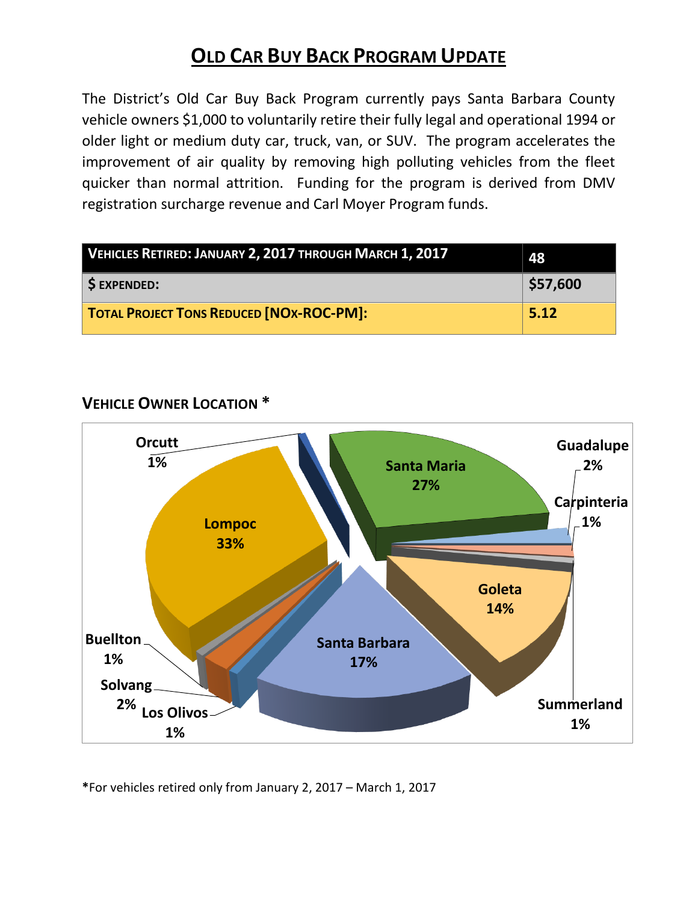# OLD CAR BUY BACK PROGRAM UPDATE

The District's Old Car Buy Back Program currently pays Santa Barbara County vehicle owners $1,000 to voluntarily retire their fully legal and operational 1994 or older light or medium duty car, truck, van, or SUV. The program accelerates the improvement of air quality by removing high polluting vehicles from the fleet quicker than normal attrition. Funding for the program is derived from DMV registration surcharge revenue and Carl Moyer Program funds.

| VEHICLES RETIRED: JANUARY 2, 2017 THROUGH MARCH 1, 2017 | 48 |
|---|---|
| $ EXPENDED: | $57,600 |
| TOTAL PROJECT TONS REDUCED [NOx-ROC-PM]: | 5.12 |

### VEHICLE OWNER LOCATION *

Orcutt 1%

Santa Maria 27%

Guadalupe 2%

Carpinteria 1%

Lompoc 33%

Goleta 14%

Buellton 1%

Santa Barbara 17%

Solvang 2%

Los Olivos 1%

Summerland 1%

*For vehicles retired only from January 2, 2017 – March 1, 2017